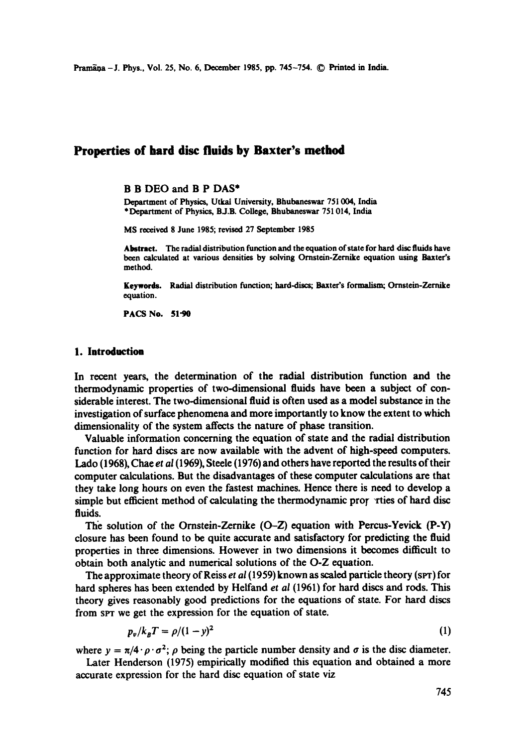# Properties of hard disc fluids by Baxter's method

B B DEO and B P DAS*

Department of Physics, Utkal University, Bhubaneswar 751 004, India
*Department of Physics, B.J.B. College, Bhubaneswar 751 014, India

MS received 8 June 1985; revised 27 September 1985

**Abstract.** The radial distribution function and the equation of state for hard disc fluids have been calculated at various densities by solving Ornstein-Zernike equation using Baxter's method.

**Keywords.** Radial distribution function; hard-discs; Baxter's formalism; Ornstein-Zernike equation.

**PACS No.** 51·90

## 1. Introduction

In recent years, the determination of the radial distribution function and the thermodynamic properties of two-dimensional fluids have been a subject of considerable interest. The two-dimensional fluid is often used as a model substance in the investigation of surface phenomena and more importantly to know the extent to which dimensionality of the system affects the nature of phase transition.

Valuable information concerning the equation of state and the radial distribution function for hard discs are now available with the advent of high-speed computers. Lado (1968), Chae *et al* (1969), Steele (1976) and others have reported the results of their computer calculations. But the disadvantages of these computer calculations are that they take long hours on even the fastest machines. Hence there is need to develop a simple but efficient method of calculating the thermodynamic prop rties of hard disc fluids.

The solution of the Ornstein-Zernike (O–Z) equation with Percus-Yevick (P-Y) closure has been found to be quite accurate and satisfactory for predicting the fluid properties in three dimensions. However in two dimensions it becomes difficult to obtain both analytic and numerical solutions of the O-Z equation.

The approximate theory of Reiss *et al* (1959) known as scaled particle theory (SPT) for hard spheres has been extended by Helfand *et al* (1961) for hard discs and rods. This theory gives reasonably good predictions for the equations of state. For hard discs from SPT we get the expression for the equation of state.

$$p_v/k_BT = \rho/(1-y)^2 \tag{1}$$

where $y = \pi/4 \cdot \rho \cdot \sigma^2$; $\rho$ being the particle number density and $\sigma$ is the disc diameter.

Later Henderson (1975) empirically modified this equation and obtained a more accurate expression for the hard disc equation of state viz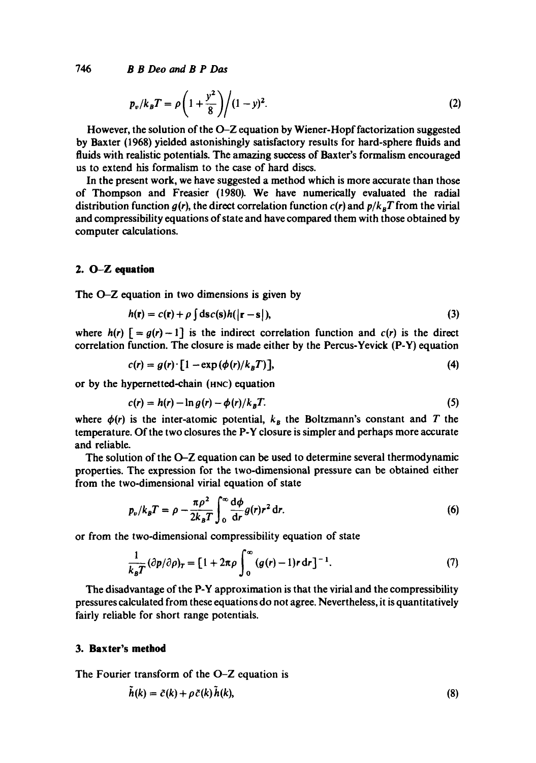$$p_v/k_BT = \rho\left(1+\frac{y^2}{8}\right)\Big/(1-y)^2. \tag{2}$$

However, the solution of the O–Z equation by Wiener-Hopf factorization suggested by Baxter (1968) yielded astonishingly satisfactory results for hard-sphere fluids and fluids with realistic potentials. The amazing success of Baxter's formalism encouraged us to extend his formalism to the case of hard discs.

In the present work, we have suggested a method which is more accurate than those of Thompson and Freasier (1980). We have numerically evaluated the radial distribution function $g(r)$, the direct correlation function $c(r)$ and $p/k_BT$ from the virial and compressibility equations of state and have compared them with those obtained by computer calculations.

## 2. O–Z equation

The O–Z equation in two dimensions is given by

$$h(\mathbf{r}) = c(\mathbf{r}) + \rho \int \mathrm{d}\mathbf{s}\, c(\mathbf{s}) h(|\mathbf{r}-\mathbf{s}|), \tag{3}$$

where $h(r)$ $[= g(r) - 1]$ is the indirect correlation function and $c(r)$ is the direct correlation function. The closure is made either by the Percus-Yevick (P-Y) equation

$$c(r) = g(r)\cdot[1-\exp(\phi(r)/k_BT)], \tag{4}$$

or by the hypernetted-chain (HNC) equation

$$c(r) = h(r) - \ln g(r) - \phi(r)/k_BT. \tag{5}$$

where $\phi(r)$ is the inter-atomic potential, $k_B$ the Boltzmann's constant and $T$ the temperature. Of the two closures the P-Y closure is simpler and perhaps more accurate and reliable.

The solution of the O–Z equation can be used to determine several thermodynamic properties. The expression for the two-dimensional pressure can be obtained either from the two-dimensional virial equation of state

$$p_v/k_BT = \rho - \frac{\pi\rho^2}{2k_BT}\int_0^\infty \frac{\mathrm{d}\phi}{\mathrm{d}r} g(r) r^2\,\mathrm{d}r. \tag{6}$$

or from the two-dimensional compressibility equation of state

$$\frac{1}{k_BT}(\partial p/\partial\rho)_T = [1 + 2\pi\rho\int_0^\infty (g(r)-1) r\,\mathrm{d}r]^{-1}. \tag{7}$$

The disadvantage of the P-Y approximation is that the virial and the compressibility pressures calculated from these equations do not agree. Nevertheless, it is quantitatively fairly reliable for short range potentials.

## 3. Baxter's method

The Fourier transform of the O–Z equation is

$$\tilde{h}(k) = \tilde{c}(k) + \rho\tilde{c}(k)\tilde{h}(k), \tag{8}$$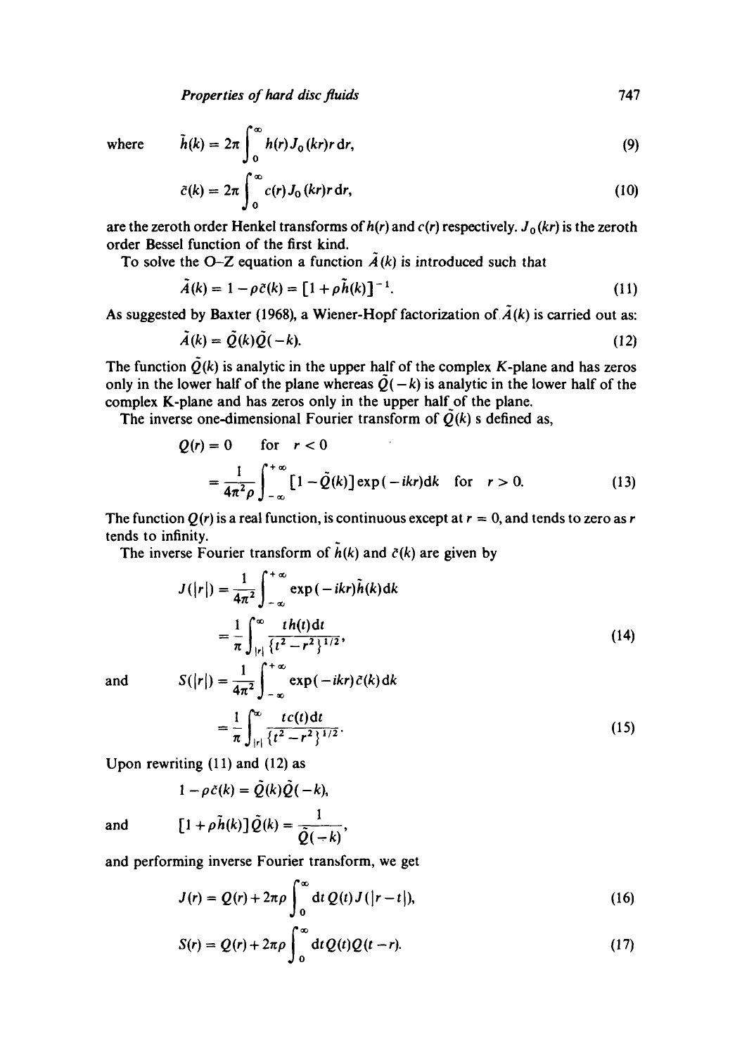where
$$\tilde{h}(k) = 2\pi \int_0^\infty h(r) J_0(kr) r \, dr, \tag{9}$$

$$\tilde{c}(k) = 2\pi \int_0^\infty c(r) J_0(kr) r \, dr, \tag{10}$$

are the zeroth order Henkel transforms of $h(r)$ and $c(r)$ respectively. $J_0(kr)$ is the zeroth order Bessel function of the first kind.

To solve the O–Z equation a function $\tilde{A}(k)$ is introduced such that

$$\tilde{A}(k) = 1 - \rho \tilde{c}(k) = [1 + \rho \tilde{h}(k)]^{-1}. \tag{11}$$

As suggested by Baxter (1968), a Wiener-Hopf factorization of $\tilde{A}(k)$ is carried out as:

$$\tilde{A}(k) = \tilde{Q}(k)\tilde{Q}(-k). \tag{12}$$

The function $\tilde{Q}(k)$ is analytic in the upper half of the complex $K$-plane and has zeros only in the lower half of the plane whereas $\tilde{Q}(-k)$ is analytic in the lower half of the complex K-plane and has zeros only in the upper half of the plane.

The inverse one-dimensional Fourier transform of $\tilde{Q}(k)$ s defined as,

$$\begin{aligned} Q(r) &= 0 \quad \text{for} \quad r < 0 \\ &= \frac{1}{4\pi^2 \rho} \int_{-\infty}^{+\infty} [1 - \tilde{Q}(k)] \exp(-ikr) dk \quad \text{for} \quad r > 0. \end{aligned} \tag{13}$$

The function $Q(r)$ is a real function, is continuous except at $r = 0$, and tends to zero as $r$ tends to infinity.

The inverse Fourier transform of $\tilde{h}(k)$ and $\tilde{c}(k)$ are given by

$$\begin{aligned} J(|r|) &= \frac{1}{4\pi^2} \int_{-\infty}^{+\infty} \exp(-ikr) \tilde{h}(k) dk \\ &= \frac{1}{\pi} \int_{|r|}^{\infty} \frac{t h(t) dt}{\{t^2 - r^2\}^{1/2}}, \end{aligned} \tag{14}$$

and

$$\begin{aligned} S(|r|) &= \frac{1}{4\pi^2} \int_{-\infty}^{+\infty} \exp(-ikr) \tilde{c}(k) dk \\ &= \frac{1}{\pi} \int_{|r|}^{\infty} \frac{t c(t) dt}{\{t^2 - r^2\}^{1/2}}. \end{aligned} \tag{15}$$

Upon rewriting (11) and (12) as

$$1 - \rho \tilde{c}(k) = \tilde{Q}(k)\tilde{Q}(-k),$$

and

$$[1 + \rho \tilde{h}(k)] \tilde{Q}(k) = \frac{1}{\tilde{Q}(-k)},$$

and performing inverse Fourier transform, we get

$$J(r) = Q(r) + 2\pi\rho \int_0^\infty dt \, Q(t) J(|r - t|), \tag{16}$$

$$S(r) = Q(r) + 2\pi\rho \int_0^\infty dt \, Q(t) Q(t - r). \tag{17}$$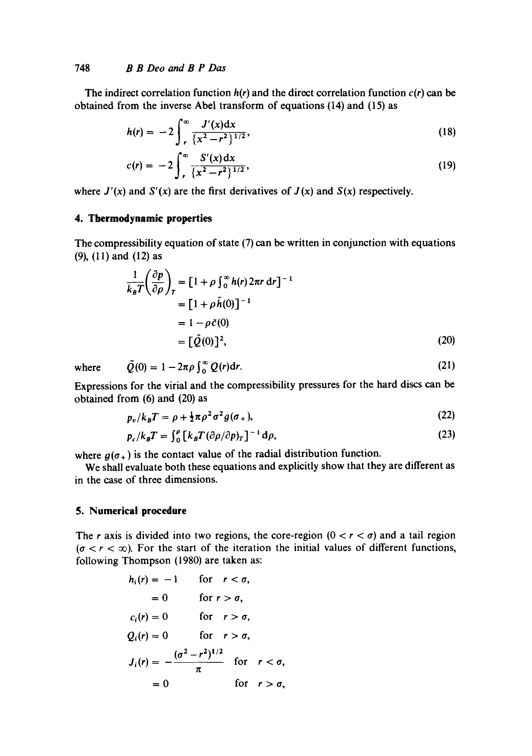The indirect correlation function $h(r)$ and the direct correlation function $c(r)$ can be obtained from the inverse Abel transform of equations (14) and (15) as

$$h(r) = -2\int_r^\infty \frac{J'(x)\mathrm{d}x}{\{x^2 - r^2\}^{1/2}}, \tag{18}$$

$$c(r) = -2\int_r^\infty \frac{S'(x)\mathrm{d}x}{\{x^2 - r^2\}^{1/2}}, \tag{19}$$

where $J'(x)$ and $S'(x)$ are the first derivatives of $J(x)$ and $S(x)$ respectively.

## 4. Thermodynamic properties

The compressibility equation of state (7) can be written in conjunction with equations (9), (11) and (12) as

$$\begin{aligned}
\frac{1}{k_B T}\left(\frac{\partial p}{\partial \rho}\right)_T &= [1 + \rho \textstyle\int_0^\infty h(r) 2\pi r \,\mathrm{d}r]^{-1} \\
&= [1 + \rho \tilde{h}(0)]^{-1} \\
&= 1 - \rho \tilde{c}(0) \\
&= [\tilde{Q}(0)]^2,
\end{aligned} \tag{20}$$

where $\quad \tilde{Q}(0) = 1 - 2\pi\rho \int_0^\infty Q(r)\mathrm{d}r.$ (21)

Expressions for the virial and the compressibility pressures for the hard discs can be obtained from (6) and (20) as

$$p_v / k_B T = \rho + \tfrac{1}{2}\pi \rho^2 \sigma^2 g(\sigma_+), \tag{22}$$

$$p_c / k_B T = \textstyle\int_0^\rho [k_B T (\partial p/\partial \rho)_T]^{-1} \mathrm{d}\rho, \tag{23}$$

where $g(\sigma_+)$ is the contact value of the radial distribution function.

We shall evaluate both these equations and explicitly show that they are different as in the case of three dimensions.

## 5. Numerical procedure

The $r$ axis is divided into two regions, the core-region $(0 < r < \sigma)$ and a tail region $(\sigma < r < \infty)$. For the start of the iteration the initial values of different functions, following Thompson (1980) are taken as:

$$\begin{aligned}
h_i(r) &= -1 && \text{for} \quad r < \sigma, \\
&= 0 && \text{for} \quad r > \sigma, \\
c_i(r) &= 0 && \text{for} \quad r > \sigma, \\
Q_i(r) &= 0 && \text{for} \quad r > \sigma, \\
J_i(r) &= -\frac{(\sigma^2 - r^2)^{1/2}}{\pi} && \text{for} \quad r < \sigma, \\
&= 0 && \text{for} \quad r > \sigma,
\end{aligned}$$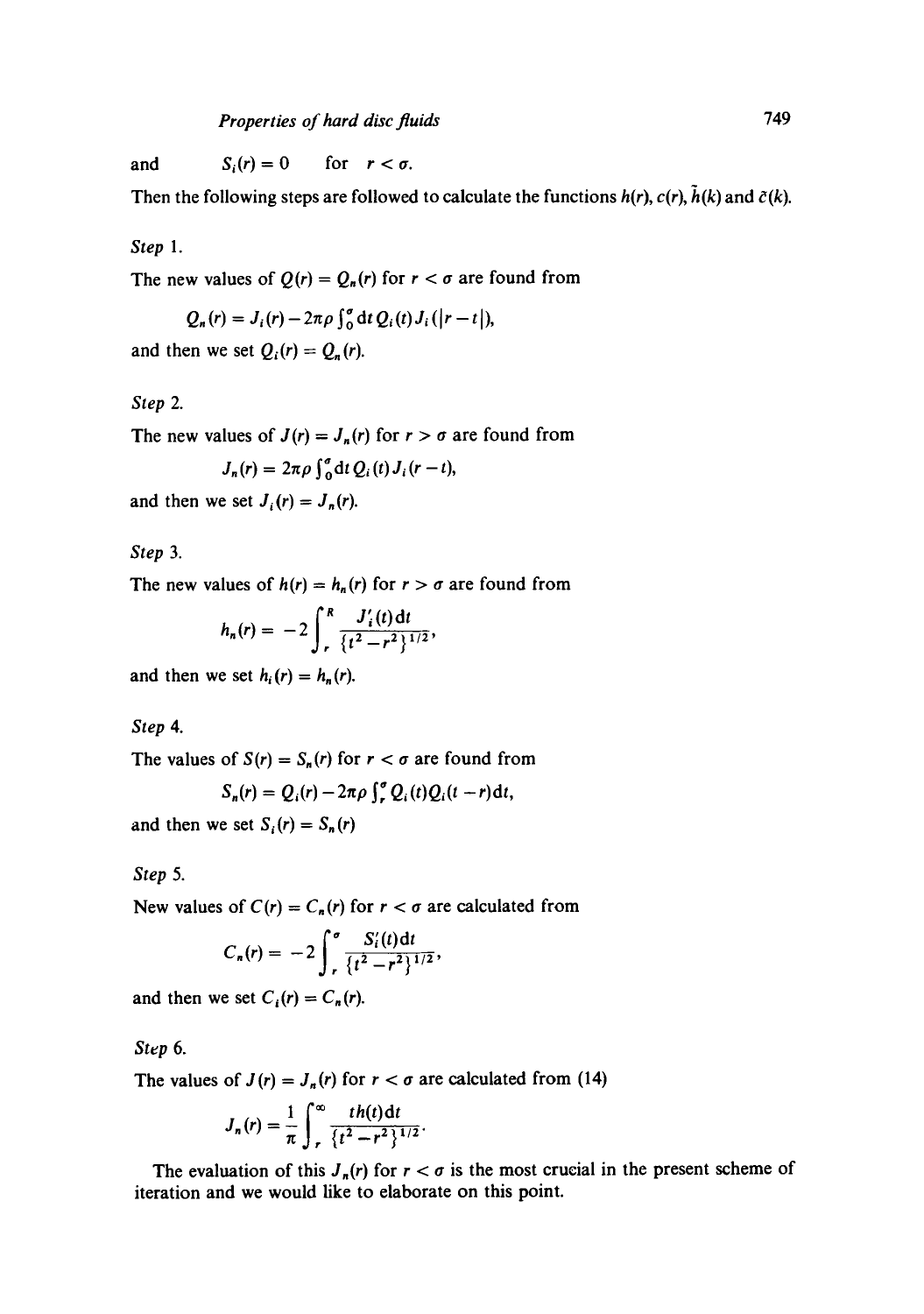and $\quad S_i(r) = 0 \quad$ for $\quad r < \sigma$.

Then the following steps are followed to calculate the functions $h(r)$, $c(r)$, $\tilde{h}(k)$ and $\tilde{c}(k)$.

*Step* 1.

The new values of $Q(r) = Q_n(r)$ for $r < \sigma$ are found from

$$Q_n(r) = J_i(r) - 2\pi\rho \int_0^\sigma \mathrm{d}t\, Q_i(t) J_i(|r-t|),$$

and then we set $Q_i(r) = Q_n(r)$.

*Step* 2.

The new values of $J(r) = J_n(r)$ for $r > \sigma$ are found from

$$J_n(r) = 2\pi\rho \int_0^\sigma \mathrm{d}t\, Q_i(t) J_i(r-t),$$

and then we set $J_i(r) = J_n(r)$.

*Step* 3.

The new values of $h(r) = h_n(r)$ for $r > \sigma$ are found from

$$h_n(r) = -2 \int_r^R \frac{J_i'(t)\,\mathrm{d}t}{\{t^2 - r^2\}^{1/2}},$$

and then we set $h_i(r) = h_n(r)$.

*Step* 4.

The values of $S(r) = S_n(r)$ for $r < \sigma$ are found from

$$S_n(r) = Q_i(r) - 2\pi\rho \int_r^\sigma Q_i(t) Q_i(t-r)\,\mathrm{d}t,$$

and then we set $S_i(r) = S_n(r)$

*Step* 5.

New values of $C(r) = C_n(r)$ for $r < \sigma$ are calculated from

$$C_n(r) = -2 \int_r^\sigma \frac{S_i'(t)\,\mathrm{d}t}{\{t^2 - r^2\}^{1/2}},$$

and then we set $C_i(r) = C_n(r)$.

*Step* 6.

The values of $J(r) = J_n(r)$ for $r < \sigma$ are calculated from (14)

$$J_n(r) = \frac{1}{\pi} \int_r^\infty \frac{t h(t)\,\mathrm{d}t}{\{t^2 - r^2\}^{1/2}}.$$

The evaluation of this $J_n(r)$ for $r < \sigma$ is the most crucial in the present scheme of iteration and we would like to elaborate on this point.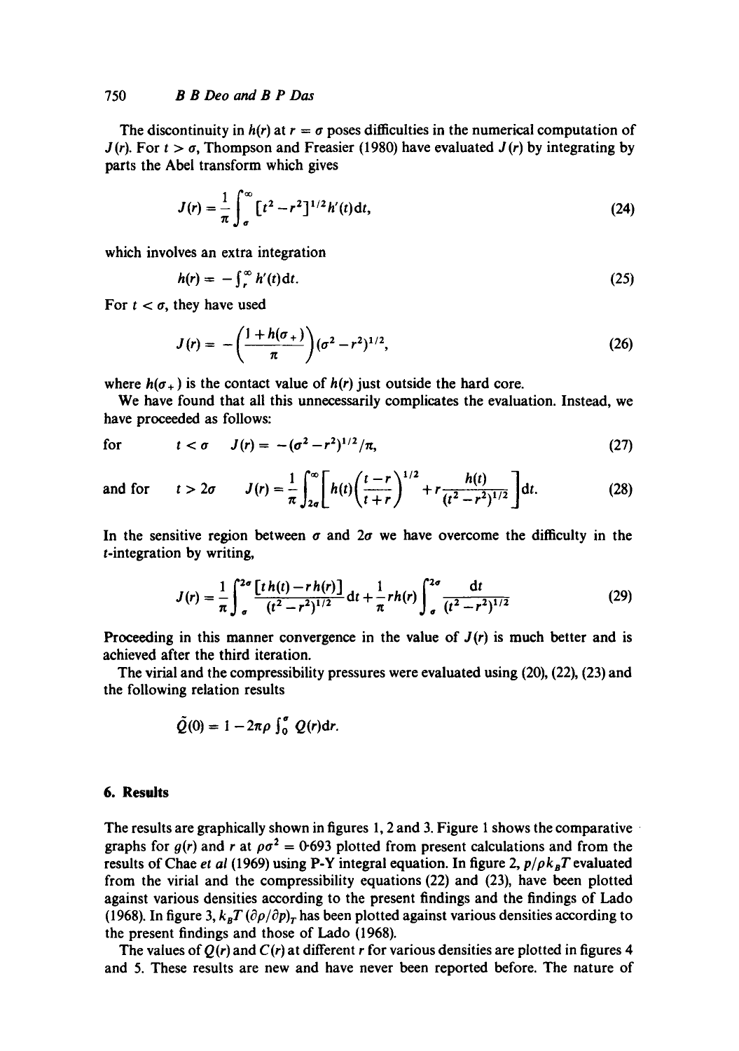The discontinuity in $h(r)$ at $r = \sigma$ poses difficulties in the numerical computation of $J(r)$. For $t > \sigma$, Thompson and Freasier (1980) have evaluated $J(r)$ by integrating by parts the Abel transform which gives

$$J(r) = \frac{1}{\pi} \int_{\sigma}^{\infty} [t^2 - r^2]^{1/2} h'(t) \mathrm{d}t, \tag{24}$$

which involves an extra integration

$$h(r) = -\int_r^{\infty} h'(t) \mathrm{d}t. \tag{25}$$

For $t < \sigma$, they have used

$$J(r) = -\left(\frac{1 + h(\sigma_+)}{\pi}\right)(\sigma^2 - r^2)^{1/2}, \tag{26}$$

where $h(\sigma_+)$ is the contact value of $h(r)$ just outside the hard core.

We have found that all this unnecessarily complicates the evaluation. Instead, we have proceeded as follows:

for $\quad t < \sigma \quad J(r) = -(\sigma^2 - r^2)^{1/2}/\pi, \tag{27}$

and for $\quad t > 2\sigma \quad J(r) = \dfrac{1}{\pi} \displaystyle\int_{2\sigma}^{\infty} \left[ h(t) \left( \frac{t - r}{t + r} \right)^{1/2} + r \frac{h(t)}{(t^2 - r^2)^{1/2}} \right] \mathrm{d}t. \tag{28}$

In the sensitive region between $\sigma$ and $2\sigma$ we have overcome the difficulty in the $t$-integration by writing,

$$J(r) = \frac{1}{\pi} \int_{\sigma}^{2\sigma} \frac{[t\, h(t) - r\, h(r)]}{(t^2 - r^2)^{1/2}} \mathrm{d}t + \frac{1}{\pi} r h(r) \int_{\sigma}^{2\sigma} \frac{\mathrm{d}t}{(t^2 - r^2)^{1/2}} \tag{29}$$

Proceeding in this manner convergence in the value of $J(r)$ is much better and is achieved after the third iteration.

The virial and the compressibility pressures were evaluated using (20), (22), (23) and the following relation results

$$\tilde{Q}(0) = 1 - 2\pi\rho \int_0^{\sigma} Q(r) \mathrm{d}r.$$

## 6. Results

The results are graphically shown in figures 1, 2 and 3. Figure 1 shows the comparative graphs for $g(r)$ and $r$ at $\rho\sigma^2 = 0{\cdot}693$ plotted from present calculations and from the results of Chae *et al* (1969) using P-Y integral equation. In figure 2, $p/\rho k_B T$ evaluated from the virial and the compressibility equations (22) and (23), have been plotted against various densities according to the present findings and the findings of Lado (1968). In figure 3, $k_B T\, (\partial\rho/\partial p)_T$ has been plotted against various densities according to the present findings and those of Lado (1968).

The values of $Q(r)$ and $C(r)$ at different $r$ for various densities are plotted in figures 4 and 5. These results are new and have never been reported before. The nature of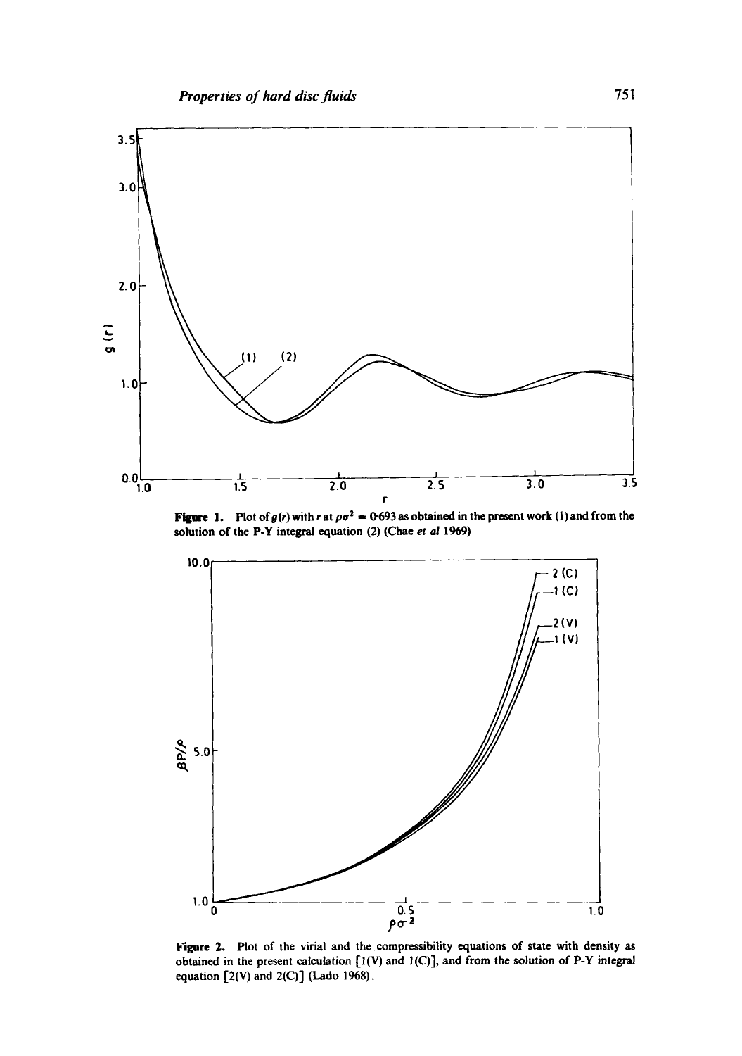**Figure 1.** Plot of $g(r)$ with $r$ at $\rho\sigma^2 = 0.693$ as obtained in the present work (1) and from the solution of the P-Y integral equation (2) (Chae *et al* 1969)

**Figure 2.** Plot of the virial and the compressibility equations of state with density as obtained in the present calculation [1(V) and 1(C)], and from the solution of P-Y integral equation [2(V) and 2(C)] (Lado 1968).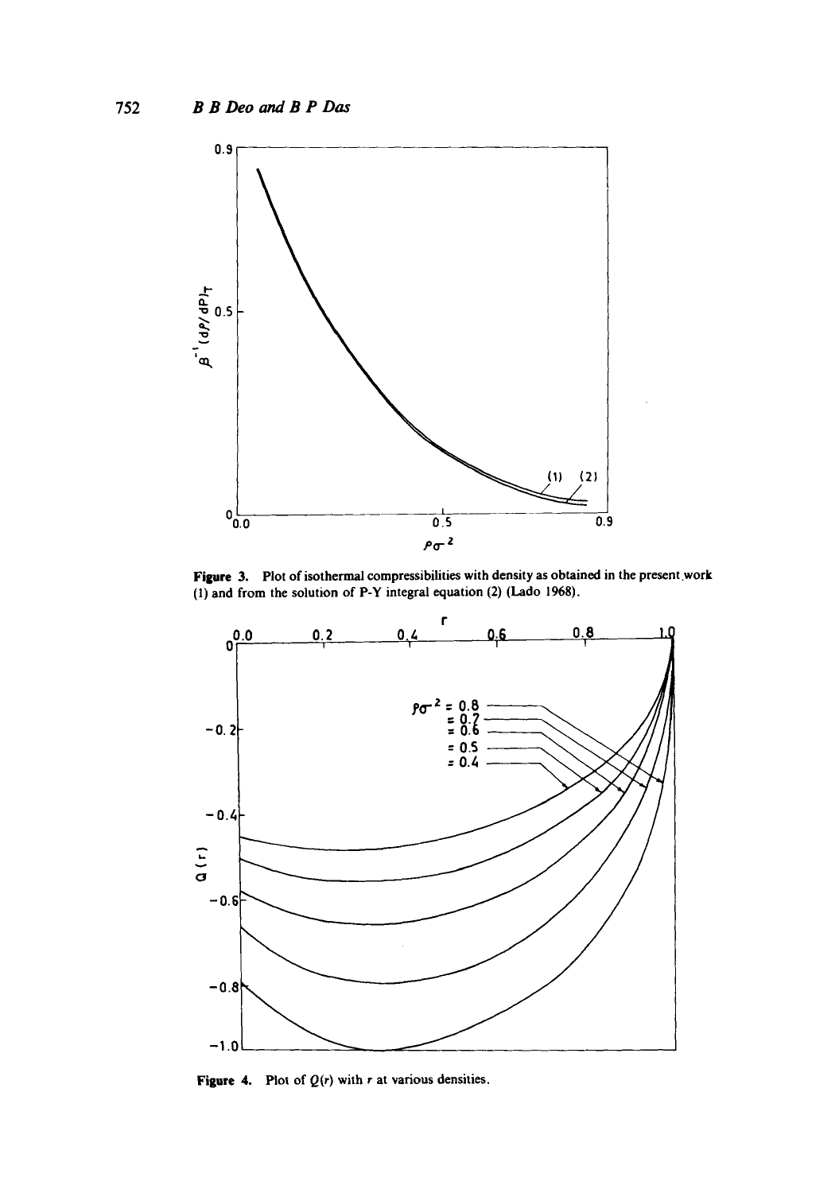**Figure 3.** Plot of isothermal compressibilities with density as obtained in the present work (1) and from the solution of P-Y integral equation (2) (Lado 1968).

**Figure 4.** Plot of $Q(r)$ with $r$ at various densities.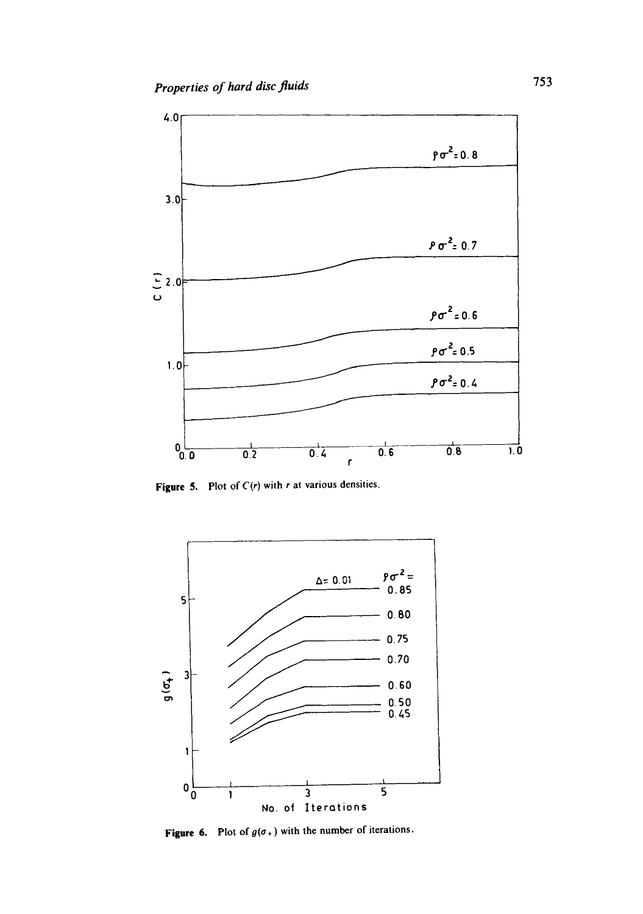Figure 5. Plot of $C(r)$ with $r$ at various densities.

Figure 6. Plot of $g(\sigma_+)$ with the number of iterations.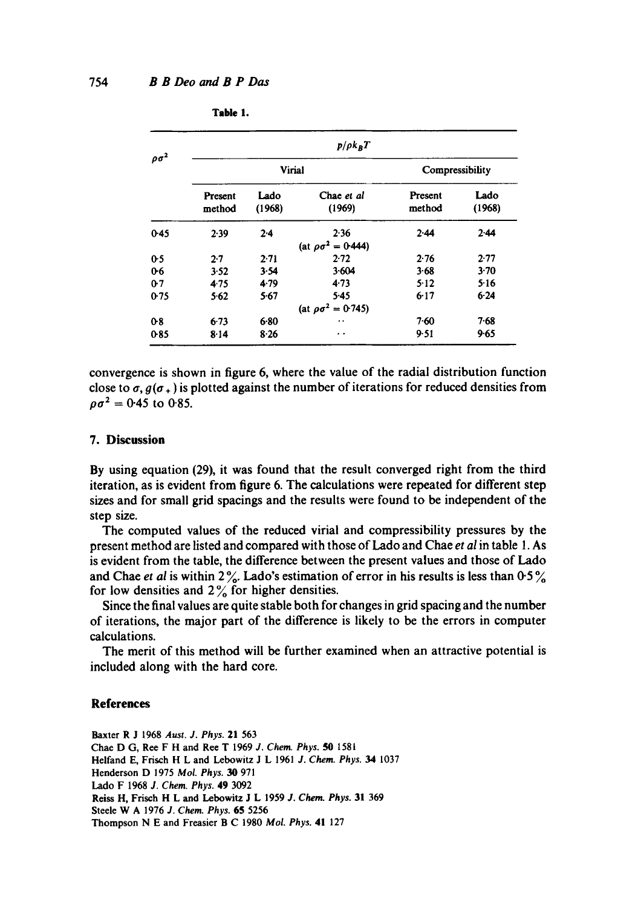**Table 1.**

| $\rho\sigma^2$ | $p/\rho k_B T$ | | | | |
|---|---|---|---|---|---|
| | Virial | | | Compressibility | |
| | Present method | Lado (1968) | Chae *et al* (1969) | Present method | Lado (1968) |
| 0·45 | 2·39 | 2·4 | 2·36 (at $\rho\sigma^2 = 0·444$) | 2·44 | 2·44 |
| 0·5 | 2·7 | 2·71 | 2·72 | 2·76 | 2·77 |
| 0·6 | 3·52 | 3·54 | 3·604 | 3·68 | 3·70 |
| 0·7 | 4·75 | 4·79 | 4·73 | 5·12 | 5·16 |
| 0·75 | 5·62 | 5·67 | 5·45 (at $\rho\sigma^2 = 0·745$) | 6·17 | 6·24 |
| 0·8 | 6·73 | 6·80 | .. | 7·60 | 7·68 |
| 0·85 | 8·14 | 8·26 | .. | 9·51 | 9·65 |

convergence is shown in figure 6, where the value of the radial distribution function close to $\sigma$, $g(\sigma_+)$ is plotted against the number of iterations for reduced densities from $\rho\sigma^2 = 0·45$ to 0·85.

## 7. Discussion

By using equation (29), it was found that the result converged right from the third iteration, as is evident from figure 6. The calculations were repeated for different step sizes and for small grid spacings and the results were found to be independent of the step size.

The computed values of the reduced virial and compressibility pressures by the present method are listed and compared with those of Lado and Chae *et al* in table 1. As is evident from the table, the difference between the present values and those of Lado and Chae *et al* is within 2%. Lado's estimation of error in his results is less than 0·5% for low densities and 2% for higher densities.

Since the final values are quite stable both for changes in grid spacing and the number of iterations, the major part of the difference is likely to be the errors in computer calculations.

The merit of this method will be further examined when an attractive potential is included along with the hard core.

## References

Baxter R J 1968 *Aust. J. Phys.* **21** 563

Chae D G, Ree F H and Ree T 1969 *J. Chem. Phys.* **50** 1581

Helfand E, Frisch H L and Lebowitz J L 1961 *J. Chem. Phys.* **34** 1037

Henderson D 1975 *Mol. Phys.* **30** 971

Lado F 1968 *J. Chem. Phys.* **49** 3092

Reiss H, Frisch H L and Lebowitz J L 1959 *J. Chem. Phys.* **31** 369

Steele W A 1976 *J. Chem. Phys.* **65** 5256

Thompson N E and Freasier B C 1980 *Mol. Phys.* **41** 127